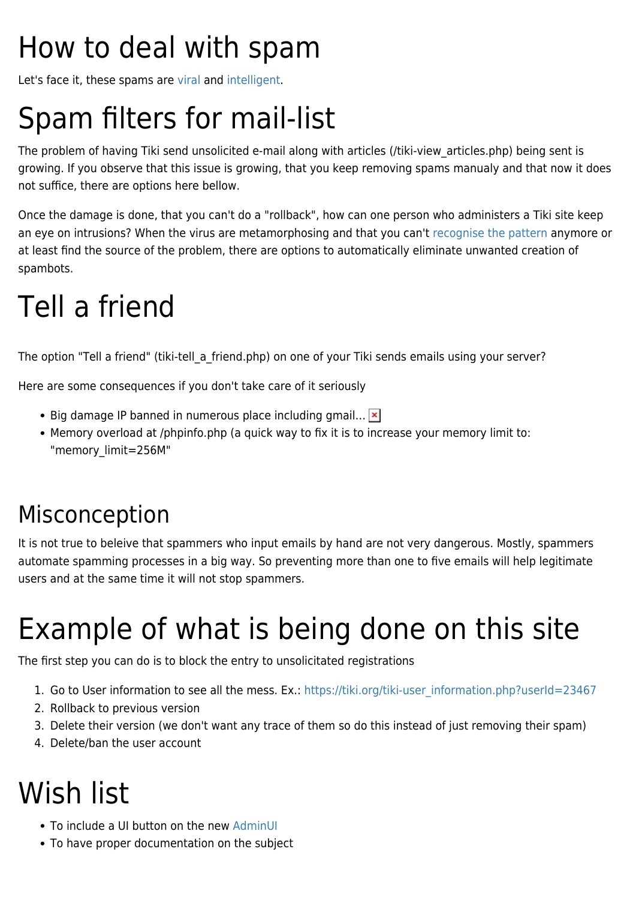# How to deal with spam

Let's face it, these spams are viral and intelligent.

# Spam filters for mail-list

The problem of having Tiki send unsolicited e-mail along with articles (/tiki-view_articles.php) being sent is growing. If you observe that this issue is growing, that you keep removing spams manualy and that now it does not suffice, there are options here bellow.

Once the damage is done, that you can't do a "rollback", how can one person who administers a Tiki site keep an eye on intrusions? When the virus are metamorphosing and that you can't recognise the pattern anymore or at least find the source of the problem, there are options to automatically eliminate unwanted creation of spambots.

# Tell a friend

The option "Tell a friend" (tiki-tell_a_friend.php) on one of your Tiki sends emails using your server?

Here are some consequences if you don't take care of it seriously

- Big damage IP banned in numerous place including gmail...
- Memory overload at /phpinfo.php (a quick way to fix it is to increase your memory limit to: "memory_limit=256M"

## Misconception

It is not true to beleive that spammers who input emails by hand are not very dangerous. Mostly, spammers automate spamming processes in a big way. So preventing more than one to five emails will help legitimate users and at the same time it will not stop spammers.

# Example of what is being done on this site

The first step you can do is to block the entry to unsolicitated registrations

1. Go to User information to see all the mess. Ex.: https://tiki.org/tiki-user_information.php?userId=23467
2. Rollback to previous version
3. Delete their version (we don't want any trace of them so do this instead of just removing their spam)
4. Delete/ban the user account

# Wish list

- To include a UI button on the new AdminUI
- To have proper documentation on the subject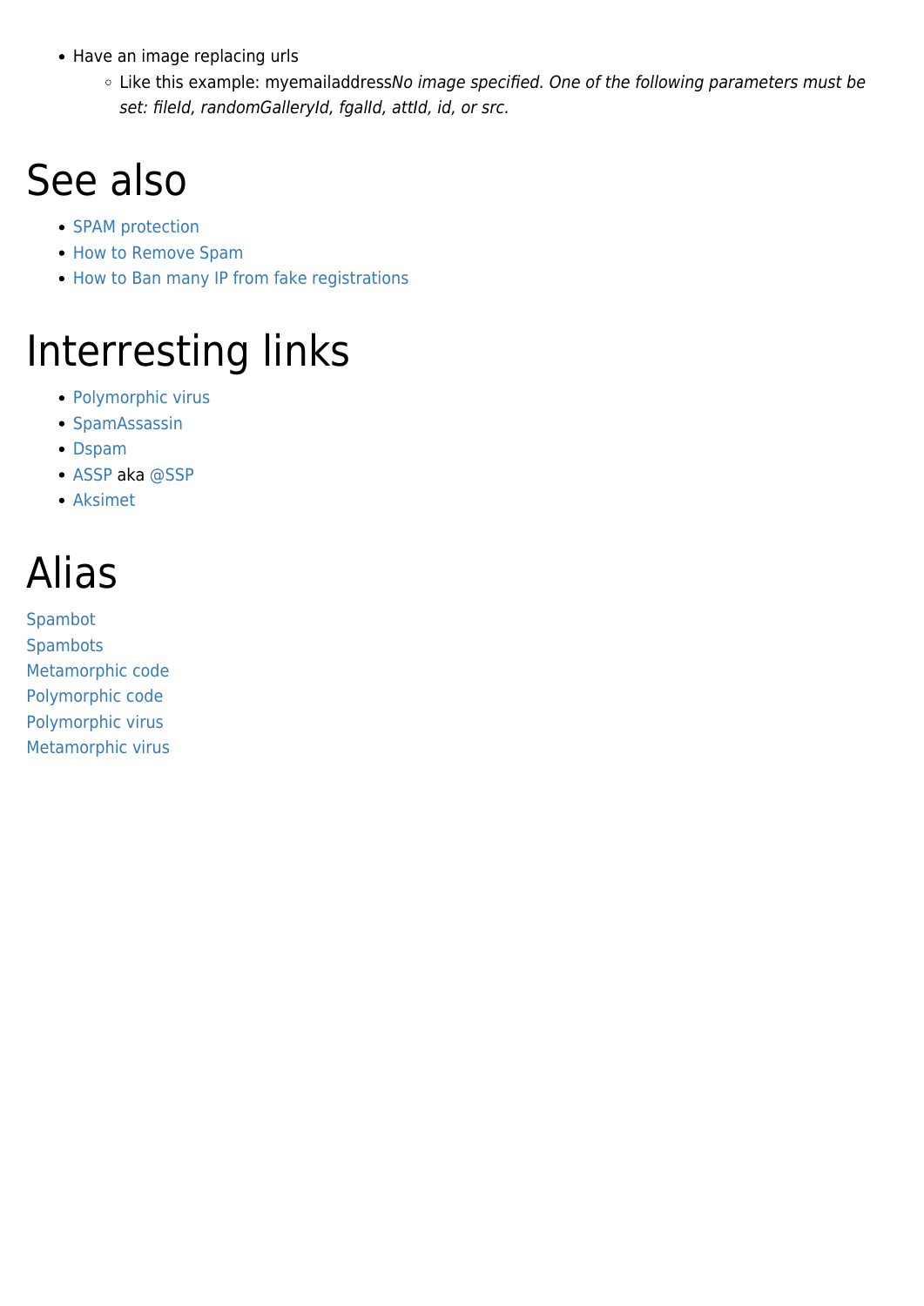- Have an image replacing urls
  - Like this example: myemailaddress*No image specified. One of the following parameters must be set: fileId, randomGalleryId, fgalId, attId, id, or src.*

# See also

- SPAM protection
- How to Remove Spam
- How to Ban many IP from fake registrations

# Interresting links

- Polymorphic virus
- SpamAssassin
- Dspam
- ASSP aka @SSP
- Aksimet

# Alias

Spambot
Spambots
Metamorphic code
Polymorphic code
Polymorphic virus
Metamorphic virus